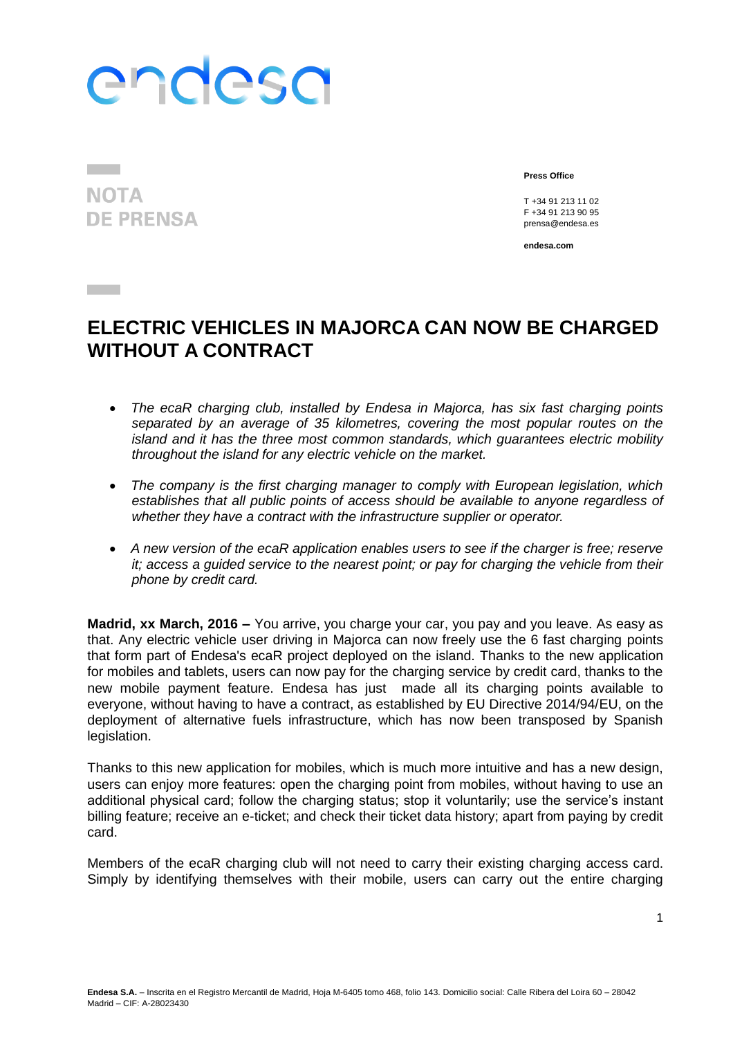endesa

NOTA DE PRENSA

**Press Office**

T +34 91 213 11 02
F +34 91 213 90 95
prensa@endesa.es

**endesa.com**

# ELECTRIC VEHICLES IN MAJORCA CAN NOW BE CHARGED WITHOUT A CONTRACT

- *The ecaR charging club, installed by Endesa in Majorca, has six fast charging points separated by an average of 35 kilometres, covering the most popular routes on the island and it has the three most common standards, which guarantees electric mobility throughout the island for any electric vehicle on the market.*
- *The company is the first charging manager to comply with European legislation, which establishes that all public points of access should be available to anyone regardless of whether they have a contract with the infrastructure supplier or operator.*
- *A new version of the ecaR application enables users to see if the charger is free; reserve it; access a guided service to the nearest point; or pay for charging the vehicle from their phone by credit card.*

**Madrid, xx March, 2016 –** You arrive, you charge your car, you pay and you leave. As easy as that. Any electric vehicle user driving in Majorca can now freely use the 6 fast charging points that form part of Endesa's ecaR project deployed on the island. Thanks to the new application for mobiles and tablets, users can now pay for the charging service by credit card, thanks to the new mobile payment feature. Endesa has just made all its charging points available to everyone, without having to have a contract, as established by EU Directive 2014/94/EU, on the deployment of alternative fuels infrastructure, which has now been transposed by Spanish legislation.

Thanks to this new application for mobiles, which is much more intuitive and has a new design, users can enjoy more features: open the charging point from mobiles, without having to use an additional physical card; follow the charging status; stop it voluntarily; use the service's instant billing feature; receive an e-ticket; and check their ticket data history; apart from paying by credit card.

Members of the ecaR charging club will not need to carry their existing charging access card. Simply by identifying themselves with their mobile, users can carry out the entire charging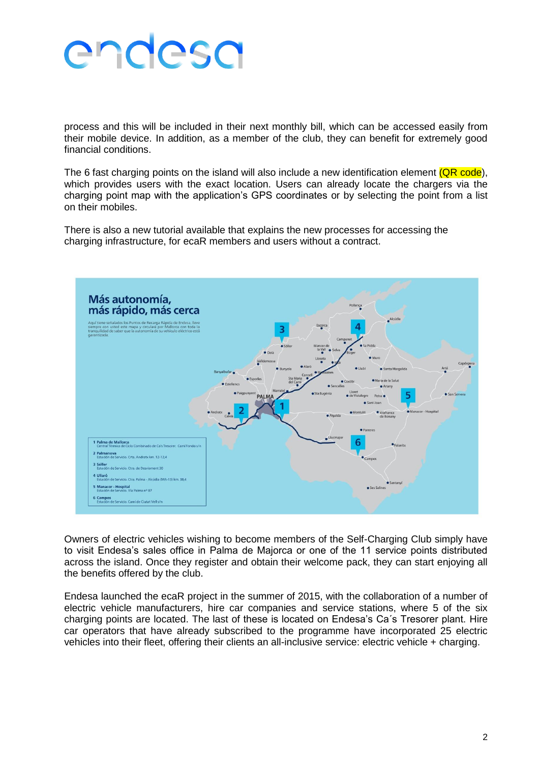process and this will be included in their next monthly bill, which can be accessed easily from their mobile device. In addition, as a member of the club, they can benefit for extremely good financial conditions.

The 6 fast charging points on the island will also include a new identification element (QR code), which provides users with the exact location. Users can already locate the chargers via the charging point map with the application's GPS coordinates or by selecting the point from a list on their mobiles.

There is also a new tutorial available that explains the new processes for accessing the charging infrastructure, for ecaR members and users without a contract.

**Más autonomía, más rápido, más cerca**

Aquí tiene señalados los Puntos de Recarga Rápida de Endesa, lleve siempre con usted este mapa y circulará por Mallorca con toda la tranquilidad de saber que la autonomía de su vehículo eléctrico está garantizada.

1 Palma de Mallorca
Central Térmica de Ciclo Combinado de Ca's Tresorer. Camí Fondo s/n

2 Palmanova
Estación de Servicio. Crta. Andratx km. 12-12,4

3 Sóller
Estación de Servicio. Ctra. de Desviament 30

4 Ullaró
Estación de Servicio. Ctra. Palma - Alcúdia (MA-13) km. 38,4

5 Manacor - Hospital
Estación de Servicio. Vía Palma nº 87

6 Campos
Estación de Servicio. Camí de Ciutat Vell s/n

Owners of electric vehicles wishing to become members of the Self-Charging Club simply have to visit Endesa's sales office in Palma de Majorca or one of the 11 service points distributed across the island. Once they register and obtain their welcome pack, they can start enjoying all the benefits offered by the club.

Endesa launched the ecaR project in the summer of 2015, with the collaboration of a number of electric vehicle manufacturers, hire car companies and service stations, where 5 of the six charging points are located. The last of these is located on Endesa's Ca´s Tresorer plant. Hire car operators that have already subscribed to the programme have incorporated 25 electric vehicles into their fleet, offering their clients an all-inclusive service: electric vehicle + charging.